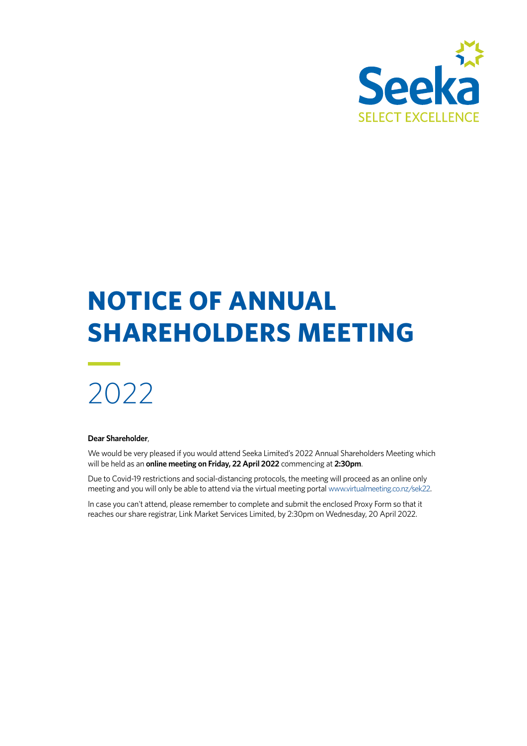Seeka

SELECT EXCELLENCE

# NOTICE OF ANNUAL SHAREHOLDERS MEETING

# 2022

**Dear Shareholder**,

We would be very pleased if you would attend Seeka Limited's 2022 Annual Shareholders Meeting which will be held as an **online meeting on Friday, 22 April 2022** commencing at **2:30pm**.

Due to Covid-19 restrictions and social-distancing protocols, the meeting will proceed as an online only meeting and you will only be able to attend via the virtual meeting portal www.virtualmeeting.co.nz/sek22.

In case you can't attend, please remember to complete and submit the enclosed Proxy Form so that it reaches our share registrar, Link Market Services Limited, by 2:30pm on Wednesday, 20 April 2022.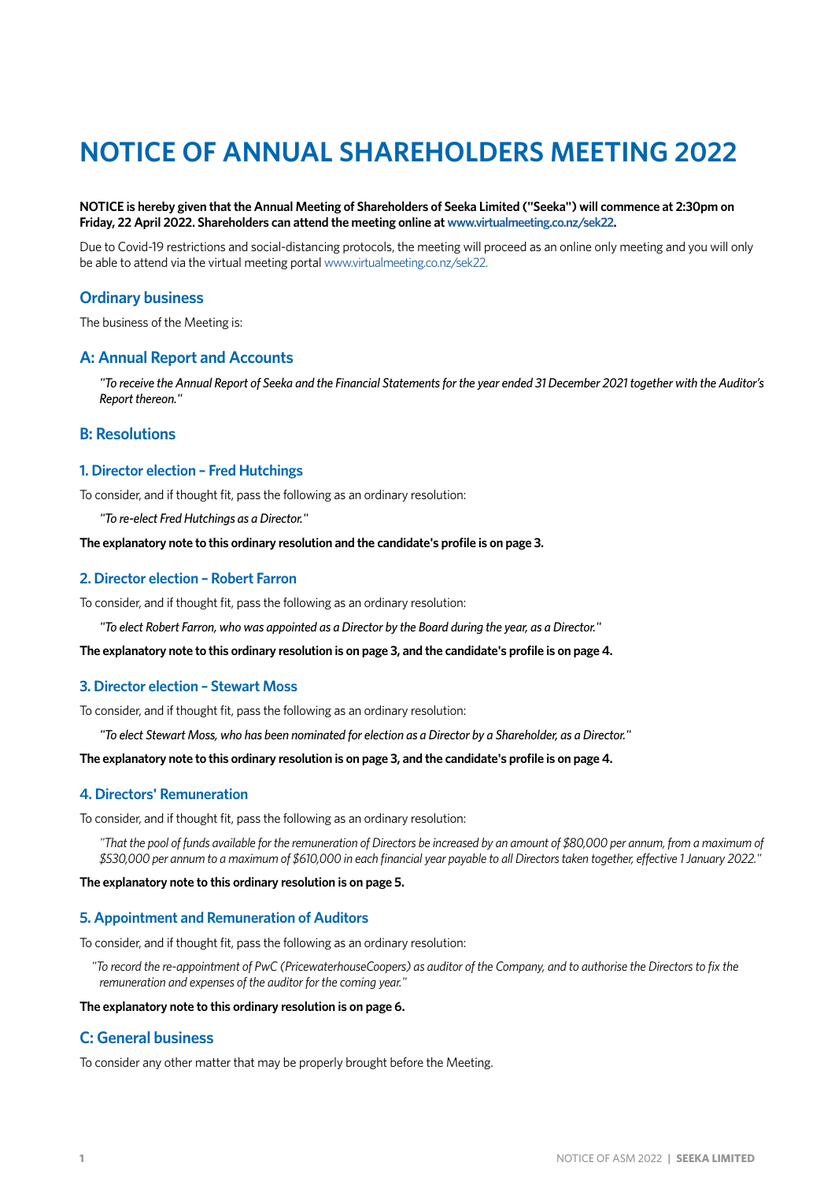# NOTICE OF ANNUAL SHAREHOLDERS MEETING 2022

**NOTICE is hereby given that the Annual Meeting of Shareholders of Seeka Limited ("Seeka") will commence at 2:30pm on Friday, 22 April 2022. Shareholders can attend the meeting online at www.virtualmeeting.co.nz/sek22.**

Due to Covid-19 restrictions and social-distancing protocols, the meeting will proceed as an online only meeting and you will only be able to attend via the virtual meeting portal www.virtualmeeting.co.nz/sek22.

## Ordinary business

The business of the Meeting is:

## A: Annual Report and Accounts

*"To receive the Annual Report of Seeka and the Financial Statements for the year ended 31 December 2021 together with the Auditor's Report thereon."*

## B: Resolutions

### 1. Director election – Fred Hutchings

To consider, and if thought fit, pass the following as an ordinary resolution:

*"To re-elect Fred Hutchings as a Director."*

**The explanatory note to this ordinary resolution and the candidate's profile is on page 3.**

### 2. Director election – Robert Farron

To consider, and if thought fit, pass the following as an ordinary resolution:

*"To elect Robert Farron, who was appointed as a Director by the Board during the year, as a Director."*

**The explanatory note to this ordinary resolution is on page 3, and the candidate's profile is on page 4.**

### 3. Director election – Stewart Moss

To consider, and if thought fit, pass the following as an ordinary resolution:

*"To elect Stewart Moss, who has been nominated for election as a Director by a Shareholder, as a Director."*

**The explanatory note to this ordinary resolution is on page 3, and the candidate's profile is on page 4.**

### 4. Directors' Remuneration

To consider, and if thought fit, pass the following as an ordinary resolution:

*"That the pool of funds available for the remuneration of Directors be increased by an amount of $80,000 per annum, from a maximum of $530,000 per annum to a maximum of $610,000 in each financial year payable to all Directors taken together, effective 1 January 2022."*

**The explanatory note to this ordinary resolution is on page 5.**

### 5. Appointment and Remuneration of Auditors

To consider, and if thought fit, pass the following as an ordinary resolution:

*"To record the re-appointment of PwC (PricewaterhouseCoopers) as auditor of the Company, and to authorise the Directors to fix the remuneration and expenses of the auditor for the coming year."*

**The explanatory note to this ordinary resolution is on page 6.**

## C: General business

To consider any other matter that may be properly brought before the Meeting.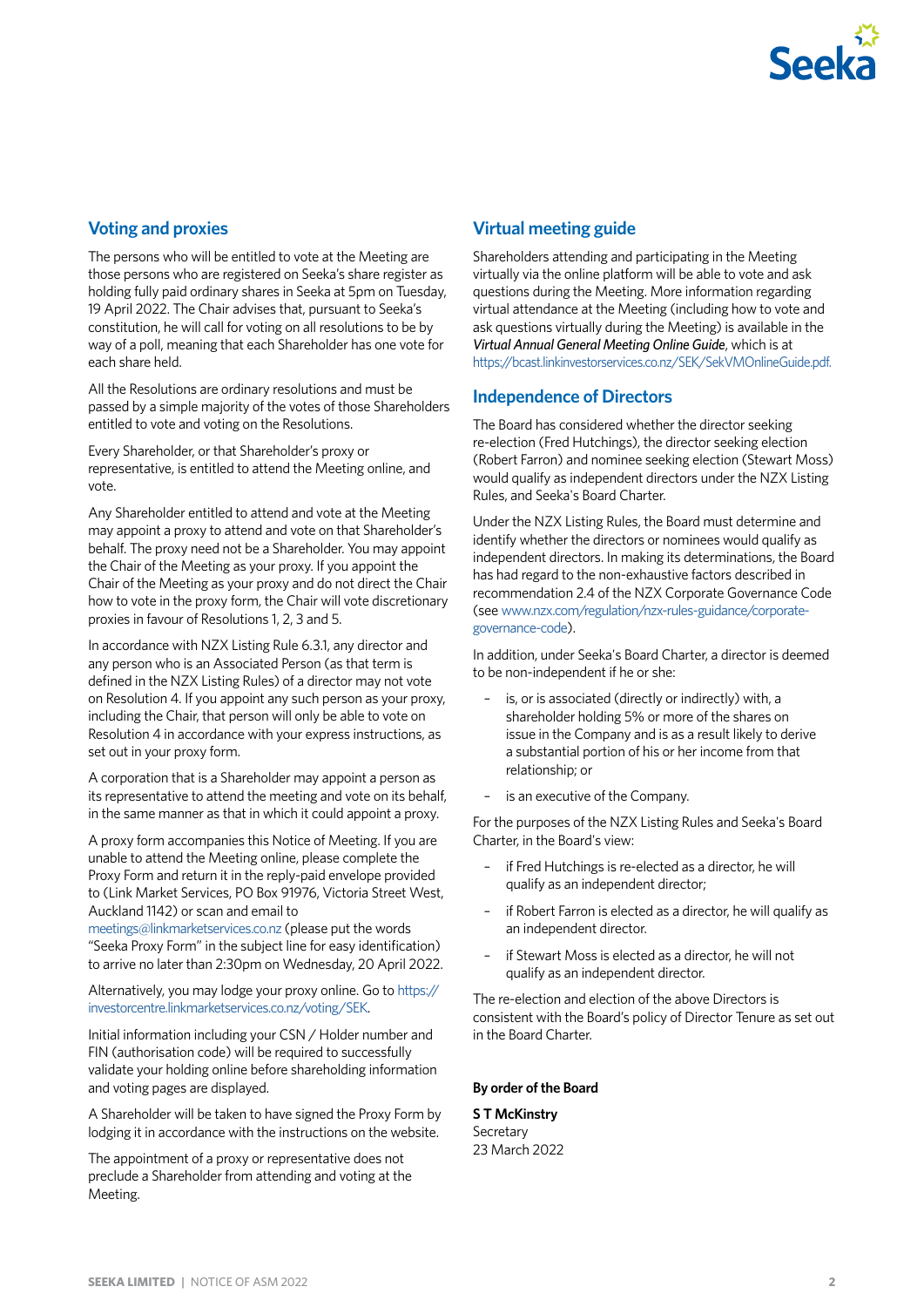## Voting and proxies

The persons who will be entitled to vote at the Meeting are those persons who are registered on Seeka's share register as holding fully paid ordinary shares in Seeka at 5pm on Tuesday, 19 April 2022. The Chair advises that, pursuant to Seeka's constitution, he will call for voting on all resolutions to be by way of a poll, meaning that each Shareholder has one vote for each share held.

All the Resolutions are ordinary resolutions and must be passed by a simple majority of the votes of those Shareholders entitled to vote and voting on the Resolutions.

Every Shareholder, or that Shareholder's proxy or representative, is entitled to attend the Meeting online, and vote.

Any Shareholder entitled to attend and vote at the Meeting may appoint a proxy to attend and vote on that Shareholder's behalf. The proxy need not be a Shareholder. You may appoint the Chair of the Meeting as your proxy. If you appoint the Chair of the Meeting as your proxy and do not direct the Chair how to vote in the proxy form, the Chair will vote discretionary proxies in favour of Resolutions 1, 2, 3 and 5.

In accordance with NZX Listing Rule 6.3.1, any director and any person who is an Associated Person (as that term is defined in the NZX Listing Rules) of a director may not vote on Resolution 4. If you appoint any such person as your proxy, including the Chair, that person will only be able to vote on Resolution 4 in accordance with your express instructions, as set out in your proxy form.

A corporation that is a Shareholder may appoint a person as its representative to attend the meeting and vote on its behalf, in the same manner as that in which it could appoint a proxy.

A proxy form accompanies this Notice of Meeting. If you are unable to attend the Meeting online, please complete the Proxy Form and return it in the reply-paid envelope provided to (Link Market Services, PO Box 91976, Victoria Street West, Auckland 1142) or scan and email to meetings@linkmarketservices.co.nz (please put the words "Seeka Proxy Form" in the subject line for easy identification) to arrive no later than 2:30pm on Wednesday, 20 April 2022.

Alternatively, you may lodge your proxy online. Go to https://investorcentre.linkmarketservices.co.nz/voting/SEK.

Initial information including your CSN / Holder number and FIN (authorisation code) will be required to successfully validate your holding online before shareholding information and voting pages are displayed.

A Shareholder will be taken to have signed the Proxy Form by lodging it in accordance with the instructions on the website.

The appointment of a proxy or representative does not preclude a Shareholder from attending and voting at the Meeting.

## Virtual meeting guide

Shareholders attending and participating in the Meeting virtually via the online platform will be able to vote and ask questions during the Meeting. More information regarding virtual attendance at the Meeting (including how to vote and ask questions virtually during the Meeting) is available in the *Virtual Annual General Meeting Online Guide*, which is at https://bcast.linkinvestorservices.co.nz/SEK/SekVMOnlineGuide.pdf.

## Independence of Directors

The Board has considered whether the director seeking re-election (Fred Hutchings), the director seeking election (Robert Farron) and nominee seeking election (Stewart Moss) would qualify as independent directors under the NZX Listing Rules, and Seeka's Board Charter.

Under the NZX Listing Rules, the Board must determine and identify whether the directors or nominees would qualify as independent directors. In making its determinations, the Board has had regard to the non-exhaustive factors described in recommendation 2.4 of the NZX Corporate Governance Code (see www.nzx.com/regulation/nzx-rules-guidance/corporate-governance-code).

In addition, under Seeka's Board Charter, a director is deemed to be non-independent if he or she:

- is, or is associated (directly or indirectly) with, a shareholder holding 5% or more of the shares on issue in the Company and is as a result likely to derive a substantial portion of his or her income from that relationship; or
- is an executive of the Company.

For the purposes of the NZX Listing Rules and Seeka's Board Charter, in the Board's view:

- if Fred Hutchings is re-elected as a director, he will qualify as an independent director;
- if Robert Farron is elected as a director, he will qualify as an independent director.
- if Stewart Moss is elected as a director, he will not qualify as an independent director.

The re-election and election of the above Directors is consistent with the Board's policy of Director Tenure as set out in the Board Charter.

**By order of the Board**

**S T McKinstry**
Secretary
23 March 2022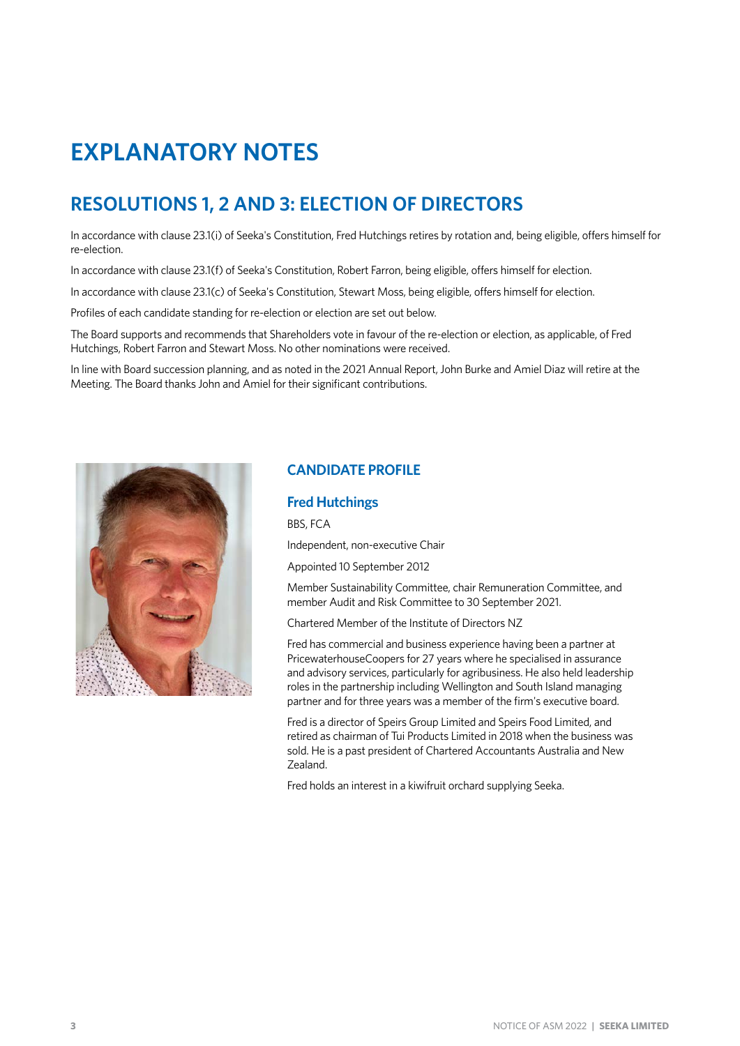# EXPLANATORY NOTES

## RESOLUTIONS 1, 2 AND 3: ELECTION OF DIRECTORS

In accordance with clause 23.1(i) of Seeka's Constitution, Fred Hutchings retires by rotation and, being eligible, offers himself for re-election.

In accordance with clause 23.1(f) of Seeka's Constitution, Robert Farron, being eligible, offers himself for election.

In accordance with clause 23.1(c) of Seeka's Constitution, Stewart Moss, being eligible, offers himself for election.

Profiles of each candidate standing for re-election or election are set out below.

The Board supports and recommends that Shareholders vote in favour of the re-election or election, as applicable, of Fred Hutchings, Robert Farron and Stewart Moss. No other nominations were received.

In line with Board succession planning, and as noted in the 2021 Annual Report, John Burke and Amiel Diaz will retire at the Meeting. The Board thanks John and Amiel for their significant contributions.

### CANDIDATE PROFILE

### Fred Hutchings

BBS, FCA

Independent, non-executive Chair

Appointed 10 September 2012

Member Sustainability Committee, chair Remuneration Committee, and member Audit and Risk Committee to 30 September 2021.

Chartered Member of the Institute of Directors NZ

Fred has commercial and business experience having been a partner at PricewaterhouseCoopers for 27 years where he specialised in assurance and advisory services, particularly for agribusiness. He also held leadership roles in the partnership including Wellington and South Island managing partner and for three years was a member of the firm's executive board.

Fred is a director of Speirs Group Limited and Speirs Food Limited, and retired as chairman of Tui Products Limited in 2018 when the business was sold. He is a past president of Chartered Accountants Australia and New Zealand.

Fred holds an interest in a kiwifruit orchard supplying Seeka.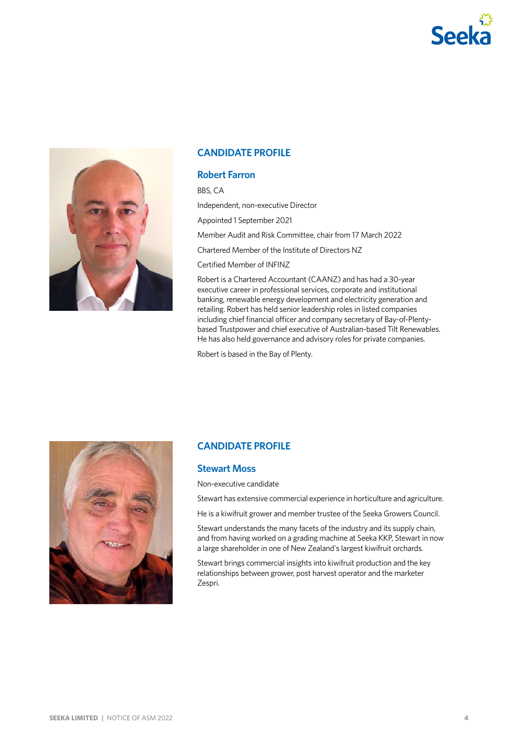## CANDIDATE PROFILE

### Robert Farron

BBS, CA

Independent, non-executive Director

Appointed 1 September 2021

Member Audit and Risk Committee, chair from 17 March 2022

Chartered Member of the Institute of Directors NZ

Certified Member of INFINZ

Robert is a Chartered Accountant (CAANZ) and has had a 30-year executive career in professional services, corporate and institutional banking, renewable energy development and electricity generation and retailing. Robert has held senior leadership roles in listed companies including chief financial officer and company secretary of Bay-of-Plenty-based Trustpower and chief executive of Australian-based Tilt Renewables. He has also held governance and advisory roles for private companies.

Robert is based in the Bay of Plenty.

## CANDIDATE PROFILE

### Stewart Moss

Non-executive candidate

Stewart has extensive commercial experience in horticulture and agriculture.

He is a kiwifruit grower and member trustee of the Seeka Growers Council.

Stewart understands the many facets of the industry and its supply chain, and from having worked on a grading machine at Seeka KKP, Stewart in now a large shareholder in one of New Zealand's largest kiwifruit orchards.

Stewart brings commercial insights into kiwifruit production and the key relationships between grower, post harvest operator and the marketer Zespri.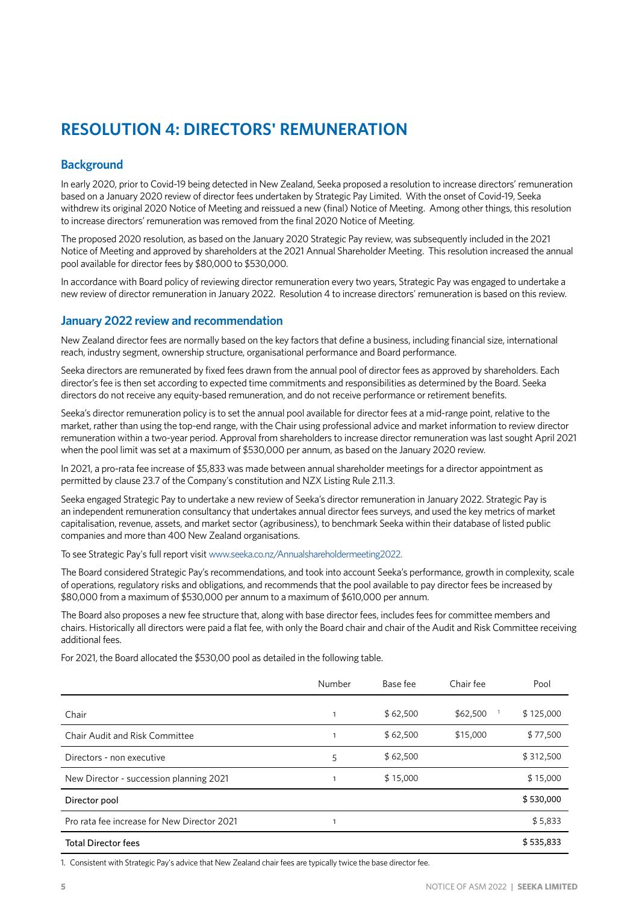# RESOLUTION 4: DIRECTORS' REMUNERATION

## Background

In early 2020, prior to Covid-19 being detected in New Zealand, Seeka proposed a resolution to increase directors' remuneration based on a January 2020 review of director fees undertaken by Strategic Pay Limited. With the onset of Covid-19, Seeka withdrew its original 2020 Notice of Meeting and reissued a new (final) Notice of Meeting. Among other things, this resolution to increase directors' remuneration was removed from the final 2020 Notice of Meeting.

The proposed 2020 resolution, as based on the January 2020 Strategic Pay review, was subsequently included in the 2021 Notice of Meeting and approved by shareholders at the 2021 Annual Shareholder Meeting. This resolution increased the annual pool available for director fees by $80,000 to $530,000.

In accordance with Board policy of reviewing director remuneration every two years, Strategic Pay was engaged to undertake a new review of director remuneration in January 2022. Resolution 4 to increase directors' remuneration is based on this review.

## January 2022 review and recommendation

New Zealand director fees are normally based on the key factors that define a business, including financial size, international reach, industry segment, ownership structure, organisational performance and Board performance.

Seeka directors are remunerated by fixed fees drawn from the annual pool of director fees as approved by shareholders. Each director's fee is then set according to expected time commitments and responsibilities as determined by the Board. Seeka directors do not receive any equity-based remuneration, and do not receive performance or retirement benefits.

Seeka's director remuneration policy is to set the annual pool available for director fees at a mid-range point, relative to the market, rather than using the top-end range, with the Chair using professional advice and market information to review director remuneration within a two-year period. Approval from shareholders to increase director remuneration was last sought April 2021 when the pool limit was set at a maximum of $530,000 per annum, as based on the January 2020 review.

In 2021, a pro-rata fee increase of $5,833 was made between annual shareholder meetings for a director appointment as permitted by clause 23.7 of the Company's constitution and NZX Listing Rule 2.11.3.

Seeka engaged Strategic Pay to undertake a new review of Seeka's director remuneration in January 2022. Strategic Pay is an independent remuneration consultancy that undertakes annual director fees surveys, and used the key metrics of market capitalisation, revenue, assets, and market sector (agribusiness), to benchmark Seeka within their database of listed public companies and more than 400 New Zealand organisations.

To see Strategic Pay's full report visit www.seeka.co.nz/Annualshareholdermeeting2022.

The Board considered Strategic Pay's recommendations, and took into account Seeka's performance, growth in complexity, scale of operations, regulatory risks and obligations, and recommends that the pool available to pay director fees be increased by $80,000 from a maximum of $530,000 per annum to a maximum of $610,000 per annum.

The Board also proposes a new fee structure that, along with base director fees, includes fees for committee members and chairs. Historically all directors were paid a flat fee, with only the Board chair and chair of the Audit and Risk Committee receiving additional fees.

For 2021, the Board allocated the $530,00 pool as detailed in the following table.

| | Number | Base fee | Chair fee | Pool |
|---|---|---|---|---|
| Chair | 1 | $ 62,500 | $62,500 [1] | $ 125,000 |
| Chair Audit and Risk Committee | 1 | $ 62,500 | $15,000 | $ 77,500 |
| Directors - non executive | 5 | $ 62,500 | | $ 312,500 |
| New Director - succession planning 2021 | 1 | $ 15,000 | | $ 15,000 |
| **Director pool** | | | | **$ 530,000** |
| Pro rata fee increase for New Director 2021 | 1 | | | $ 5,833 |
| **Total Director fees** | | | | **$ 535,833** |

1. Consistent with Strategic Pay's advice that New Zealand chair fees are typically twice the base director fee.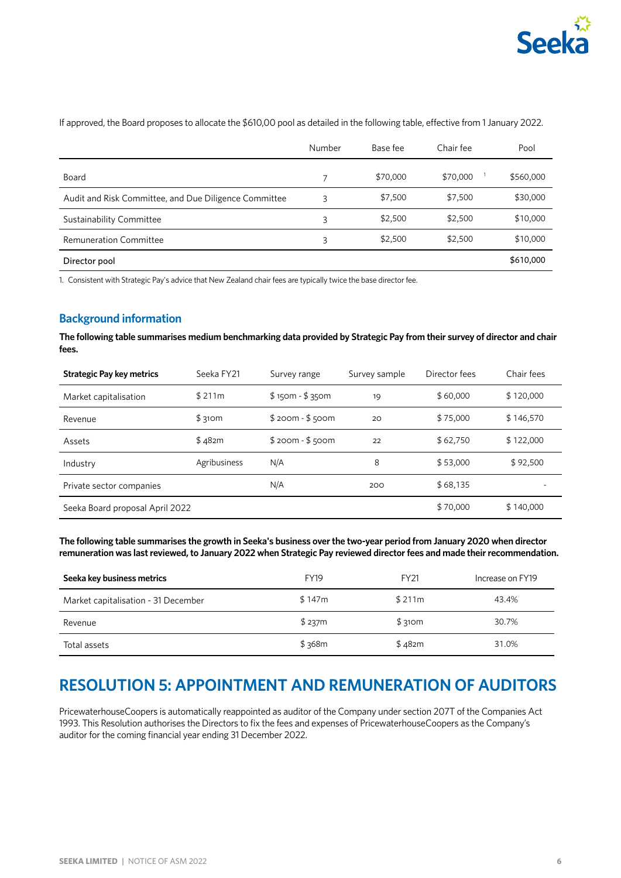If approved, the Board proposes to allocate the $610,00 pool as detailed in the following table, effective from 1 January 2022.

| | Number | Base fee | Chair fee | Pool |
|---|---|---|---|---|
| Board | 7 | $70,000 | $70,000 [1] | $560,000 |
| Audit and Risk Committee, and Due Diligence Committee | 3 | $7,500 | $7,500 | $30,000 |
| Sustainability Committee | 3 | $2,500 | $2,500 | $10,000 |
| Remuneration Committee | 3 | $2,500 | $2,500 | $10,000 |
| **Director pool** | | | | **$610,000** |

1. Consistent with Strategic Pay's advice that New Zealand chair fees are typically twice the base director fee.

## Background information

**The following table summarises medium benchmarking data provided by Strategic Pay from their survey of director and chair fees.**

| **Strategic Pay key metrics** | Seeka FY21 | Survey range | Survey sample | Director fees | Chair fees |
|---|---|---|---|---|---|
| Market capitalisation | $ 211m | $ 150m - $ 350m | 19 | $ 60,000 | $ 120,000 |
| Revenue | $ 310m | $ 200m - $ 500m | 20 | $ 75,000 | $ 146,570 |
| Assets | $ 482m | $ 200m - $ 500m | 22 | $ 62,750 | $ 122,000 |
| Industry | Agribusiness | N/A | 8 | $ 53,000 | $ 92,500 |
| Private sector companies | | N/A | 200 | $ 68,135 | - |
| Seeka Board proposal April 2022 | | | | $ 70,000 | $ 140,000 |

**The following table summarises the growth in Seeka's business over the two-year period from January 2020 when director remuneration was last reviewed, to January 2022 when Strategic Pay reviewed director fees and made their recommendation.**

| **Seeka key business metrics** | FY19 | FY21 | Increase on FY19 |
|---|---|---|---|
| Market capitalisation - 31 December | $ 147m | $ 211m | 43.4% |
| Revenue | $ 237m | $ 310m | 30.7% |
| Total assets | $ 368m | $ 482m | 31.0% |

# RESOLUTION 5: APPOINTMENT AND REMUNERATION OF AUDITORS

PricewaterhouseCoopers is automatically reappointed as auditor of the Company under section 207T of the Companies Act 1993. This Resolution authorises the Directors to fix the fees and expenses of PricewaterhouseCoopers as the Company's auditor for the coming financial year ending 31 December 2022.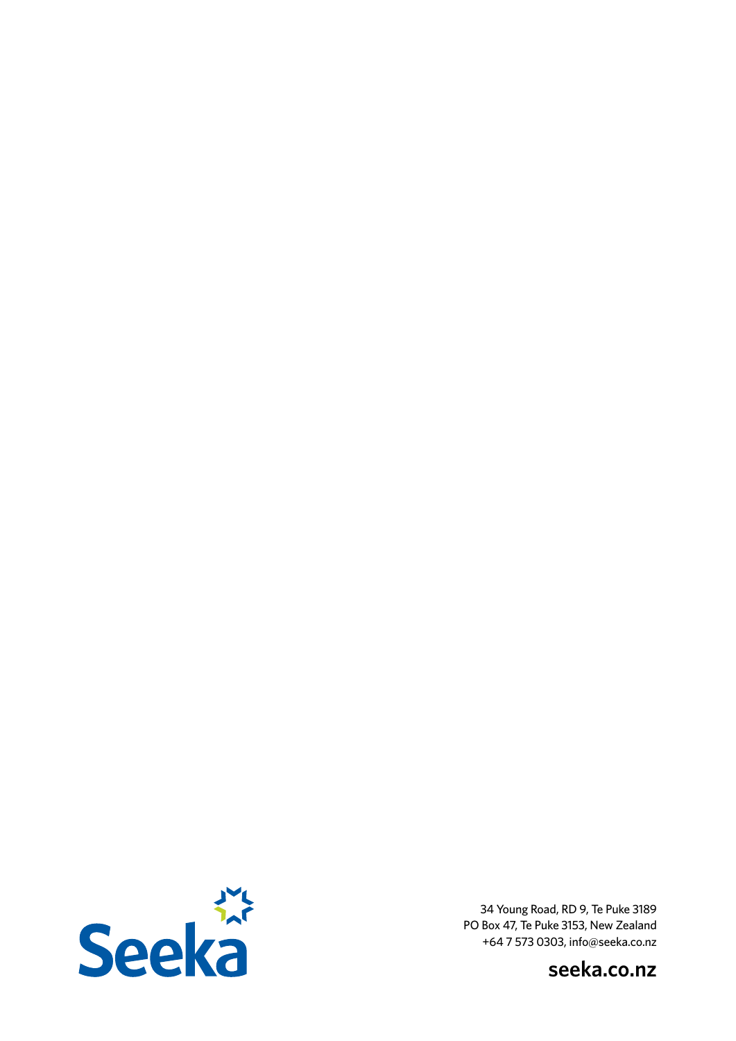Seeka

34 Young Road, RD 9, Te Puke 3189
PO Box 47, Te Puke 3153, New Zealand
+64 7 573 0303, info@seeka.co.nz

**seeka.co.nz**